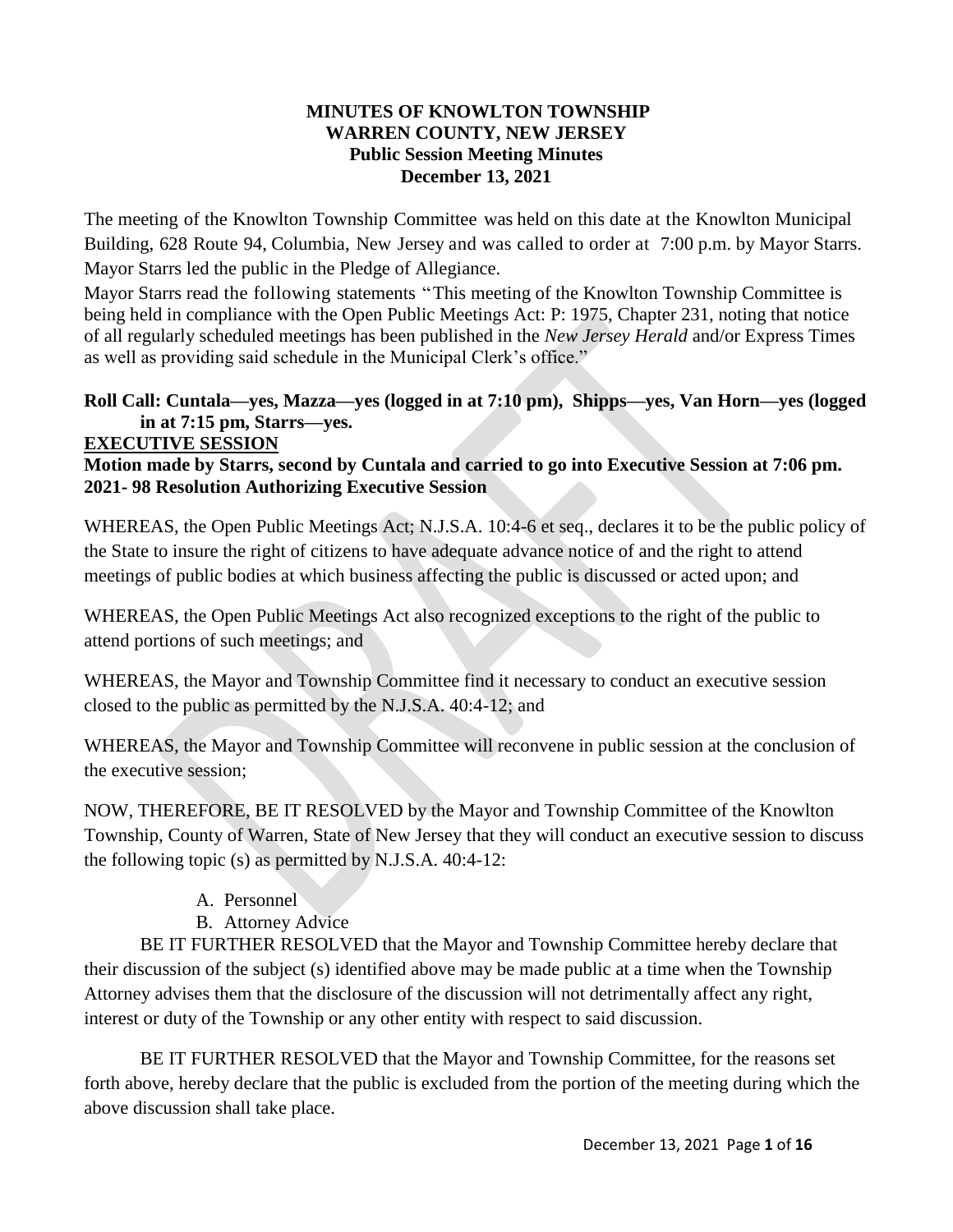# MINUTES OF KNOWLTON TOWNSHIP
## WARREN COUNTY, NEW JERSEY
### Public Session Meeting Minutes
### December 13, 2021

The meeting of the Knowlton Township Committee was held on this date at the Knowlton Municipal Building, 628 Route 94, Columbia, New Jersey and was called to order at 7:00 p.m. by Mayor Starrs. Mayor Starrs led the public in the Pledge of Allegiance.

Mayor Starrs read the following statements "This meeting of the Knowlton Township Committee is being held in compliance with the Open Public Meetings Act: P: 1975, Chapter 231, noting that notice of all regularly scheduled meetings has been published in the *New Jersey Herald* and/or Express Times as well as providing said schedule in the Municipal Clerk's office."

**Roll Call: Cuntala—yes, Mazza—yes (logged in at 7:10 pm), Shipps—yes, Van Horn—yes (logged in at 7:15 pm, Starrs—yes.**

**EXECUTIVE SESSION**

**Motion made by Starrs, second by Cuntala and carried to go into Executive Session at 7:06 pm.**
**2021- 98 Resolution Authorizing Executive Session**

WHEREAS, the Open Public Meetings Act; N.J.S.A. 10:4-6 et seq., declares it to be the public policy of the State to insure the right of citizens to have adequate advance notice of and the right to attend meetings of public bodies at which business affecting the public is discussed or acted upon; and

WHEREAS, the Open Public Meetings Act also recognized exceptions to the right of the public to attend portions of such meetings; and

WHEREAS, the Mayor and Township Committee find it necessary to conduct an executive session closed to the public as permitted by the N.J.S.A. 40:4-12; and

WHEREAS, the Mayor and Township Committee will reconvene in public session at the conclusion of the executive session;

NOW, THEREFORE, BE IT RESOLVED by the Mayor and Township Committee of the Knowlton Township, County of Warren, State of New Jersey that they will conduct an executive session to discuss the following topic (s) as permitted by N.J.S.A. 40:4-12:

A. Personnel
B. Attorney Advice

BE IT FURTHER RESOLVED that the Mayor and Township Committee hereby declare that their discussion of the subject (s) identified above may be made public at a time when the Township Attorney advises them that the disclosure of the discussion will not detrimentally affect any right, interest or duty of the Township or any other entity with respect to said discussion.

BE IT FURTHER RESOLVED that the Mayor and Township Committee, for the reasons set forth above, hereby declare that the public is excluded from the portion of the meeting during which the above discussion shall take place.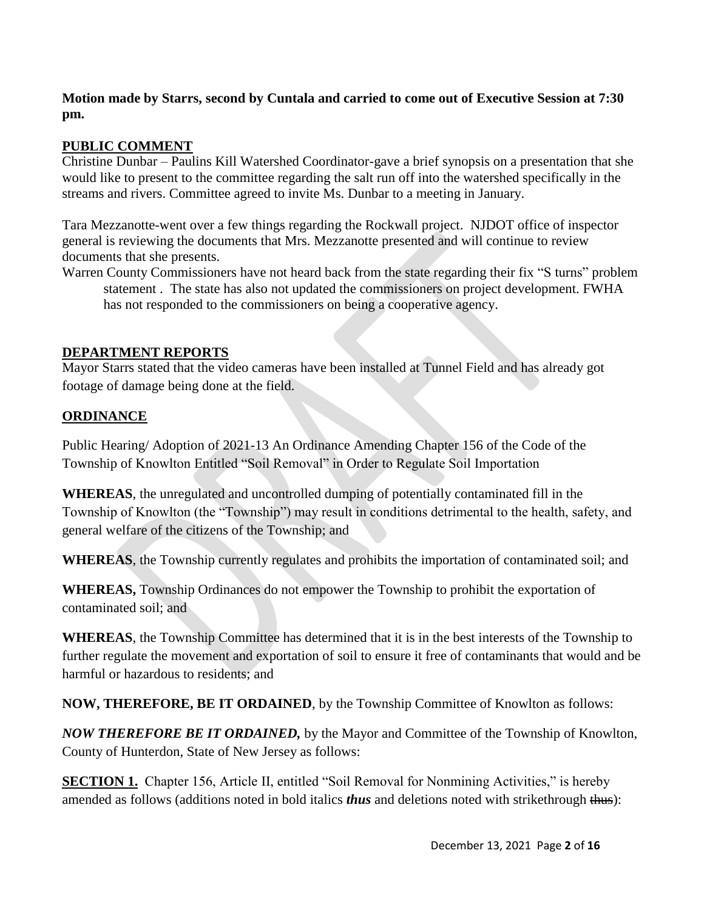**Motion made by Starrs, second by Cuntala and carried to come out of Executive Session at 7:30 pm.**

## PUBLIC COMMENT

Christine Dunbar – Paulins Kill Watershed Coordinator-gave a brief synopsis on a presentation that she would like to present to the committee regarding the salt run off into the watershed specifically in the streams and rivers. Committee agreed to invite Ms. Dunbar to a meeting in January.

Tara Mezzanotte-went over a few things regarding the Rockwall project. NJDOT office of inspector general is reviewing the documents that Mrs. Mezzanotte presented and will continue to review documents that she presents.

Warren County Commissioners have not heard back from the state regarding their fix "S turns" problem statement . The state has also not updated the commissioners on project development. FWHA has not responded to the commissioners on being a cooperative agency.

## DEPARTMENT REPORTS

Mayor Starrs stated that the video cameras have been installed at Tunnel Field and has already got footage of damage being done at the field.

## ORDINANCE

Public Hearing/ Adoption of 2021-13 An Ordinance Amending Chapter 156 of the Code of the Township of Knowlton Entitled "Soil Removal" in Order to Regulate Soil Importation

**WHEREAS**, the unregulated and uncontrolled dumping of potentially contaminated fill in the Township of Knowlton (the "Township") may result in conditions detrimental to the health, safety, and general welfare of the citizens of the Township; and

**WHEREAS**, the Township currently regulates and prohibits the importation of contaminated soil; and

**WHEREAS,** Township Ordinances do not empower the Township to prohibit the exportation of contaminated soil; and

**WHEREAS**, the Township Committee has determined that it is in the best interests of the Township to further regulate the movement and exportation of soil to ensure it free of contaminants that would and be harmful or hazardous to residents; and

**NOW, THEREFORE, BE IT ORDAINED**, by the Township Committee of Knowlton as follows:

***NOW THEREFORE BE IT ORDAINED,*** by the Mayor and Committee of the Township of Knowlton, County of Hunterdon, State of New Jersey as follows:

**SECTION 1.** Chapter 156, Article II, entitled "Soil Removal for Nonmining Activities," is hereby amended as follows (additions noted in bold italics ***thus*** and deletions noted with strikethrough ~~thus~~):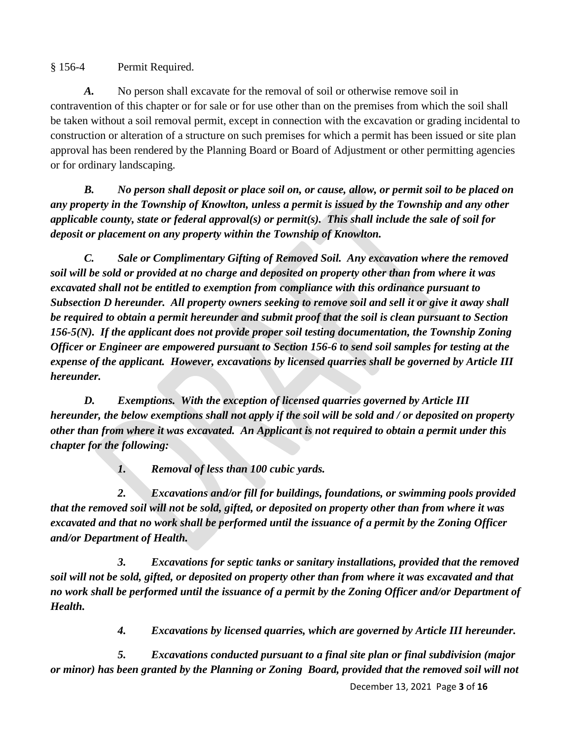§ 156-4 Permit Required.

***A.*** No person shall excavate for the removal of soil or otherwise remove soil in contravention of this chapter or for sale or for use other than on the premises from which the soil shall be taken without a soil removal permit, except in connection with the excavation or grading incidental to construction or alteration of a structure on such premises for which a permit has been issued or site plan approval has been rendered by the Planning Board or Board of Adjustment or other permitting agencies or for ordinary landscaping.

***B. No person shall deposit or place soil on, or cause, allow, or permit soil to be placed on any property in the Township of Knowlton, unless a permit is issued by the Township and any other applicable county, state or federal approval(s) or permit(s). This shall include the sale of soil for deposit or placement on any property within the Township of Knowlton.***

***C. Sale or Complimentary Gifting of Removed Soil. Any excavation where the removed soil will be sold or provided at no charge and deposited on property other than from where it was excavated shall not be entitled to exemption from compliance with this ordinance pursuant to Subsection D hereunder. All property owners seeking to remove soil and sell it or give it away shall be required to obtain a permit hereunder and submit proof that the soil is clean pursuant to Section 156-5(N). If the applicant does not provide proper soil testing documentation, the Township Zoning Officer or Engineer are empowered pursuant to Section 156-6 to send soil samples for testing at the expense of the applicant. However, excavations by licensed quarries shall be governed by Article III hereunder.***

***D. Exemptions. With the exception of licensed quarries governed by Article III hereunder, the below exemptions shall not apply if the soil will be sold and / or deposited on property other than from where it was excavated. An Applicant is not required to obtain a permit under this chapter for the following:***

> ***1. Removal of less than 100 cubic yards.***
>
> ***2. Excavations and/or fill for buildings, foundations, or swimming pools provided that the removed soil will not be sold, gifted, or deposited on property other than from where it was excavated and that no work shall be performed until the issuance of a permit by the Zoning Officer and/or Department of Health.***
>
> ***3. Excavations for septic tanks or sanitary installations, provided that the removed soil will not be sold, gifted, or deposited on property other than from where it was excavated and that no work shall be performed until the issuance of a permit by the Zoning Officer and/or Department of Health.***
>
> ***4. Excavations by licensed quarries, which are governed by Article III hereunder.***
>
> ***5. Excavations conducted pursuant to a final site plan or final subdivision (major or minor) has been granted by the Planning or Zoning Board, provided that the removed soil will not***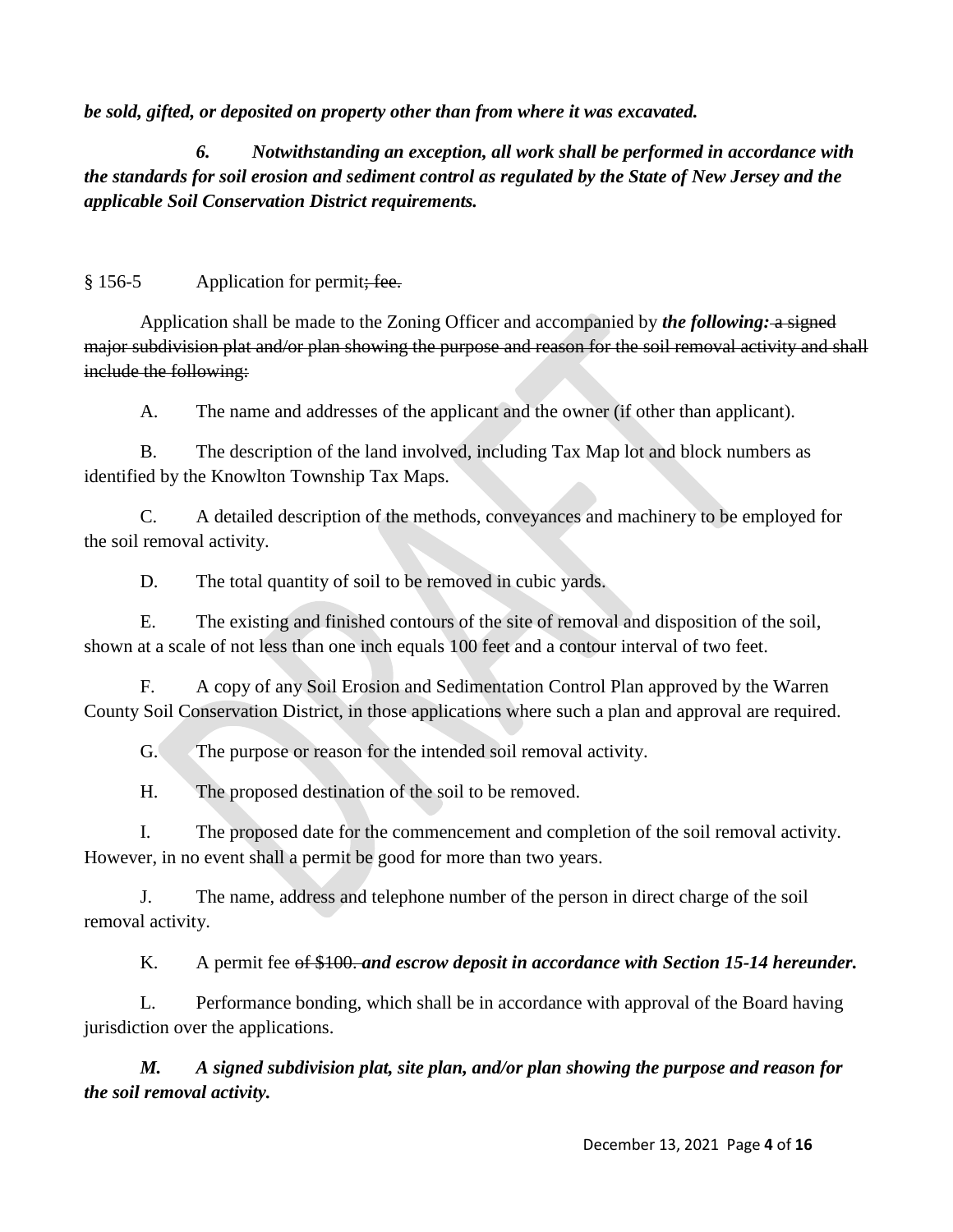***be sold, gifted, or deposited on property other than from where it was excavated.***

***6. Notwithstanding an exception, all work shall be performed in accordance with the standards for soil erosion and sediment control as regulated by the State of New Jersey and the applicable Soil Conservation District requirements.***

§ 156-5 Application for permit~~; fee.~~

Application shall be made to the Zoning Officer and accompanied by ***the following:*** ~~a signed major subdivision plat and/or plan showing the purpose and reason for the soil removal activity and shall include the following:~~

A. The name and addresses of the applicant and the owner (if other than applicant).

B. The description of the land involved, including Tax Map lot and block numbers as identified by the Knowlton Township Tax Maps.

C. A detailed description of the methods, conveyances and machinery to be employed for the soil removal activity.

D. The total quantity of soil to be removed in cubic yards.

E. The existing and finished contours of the site of removal and disposition of the soil, shown at a scale of not less than one inch equals 100 feet and a contour interval of two feet.

F. A copy of any Soil Erosion and Sedimentation Control Plan approved by the Warren County Soil Conservation District, in those applications where such a plan and approval are required.

G. The purpose or reason for the intended soil removal activity.

H. The proposed destination of the soil to be removed.

I. The proposed date for the commencement and completion of the soil removal activity. However, in no event shall a permit be good for more than two years.

J. The name, address and telephone number of the person in direct charge of the soil removal activity.

K. A permit fee ~~of \$100.~~ ***and escrow deposit in accordance with Section 15-14 hereunder.***

L. Performance bonding, which shall be in accordance with approval of the Board having jurisdiction over the applications.

***M. A signed subdivision plat, site plan, and/or plan showing the purpose and reason for the soil removal activity.***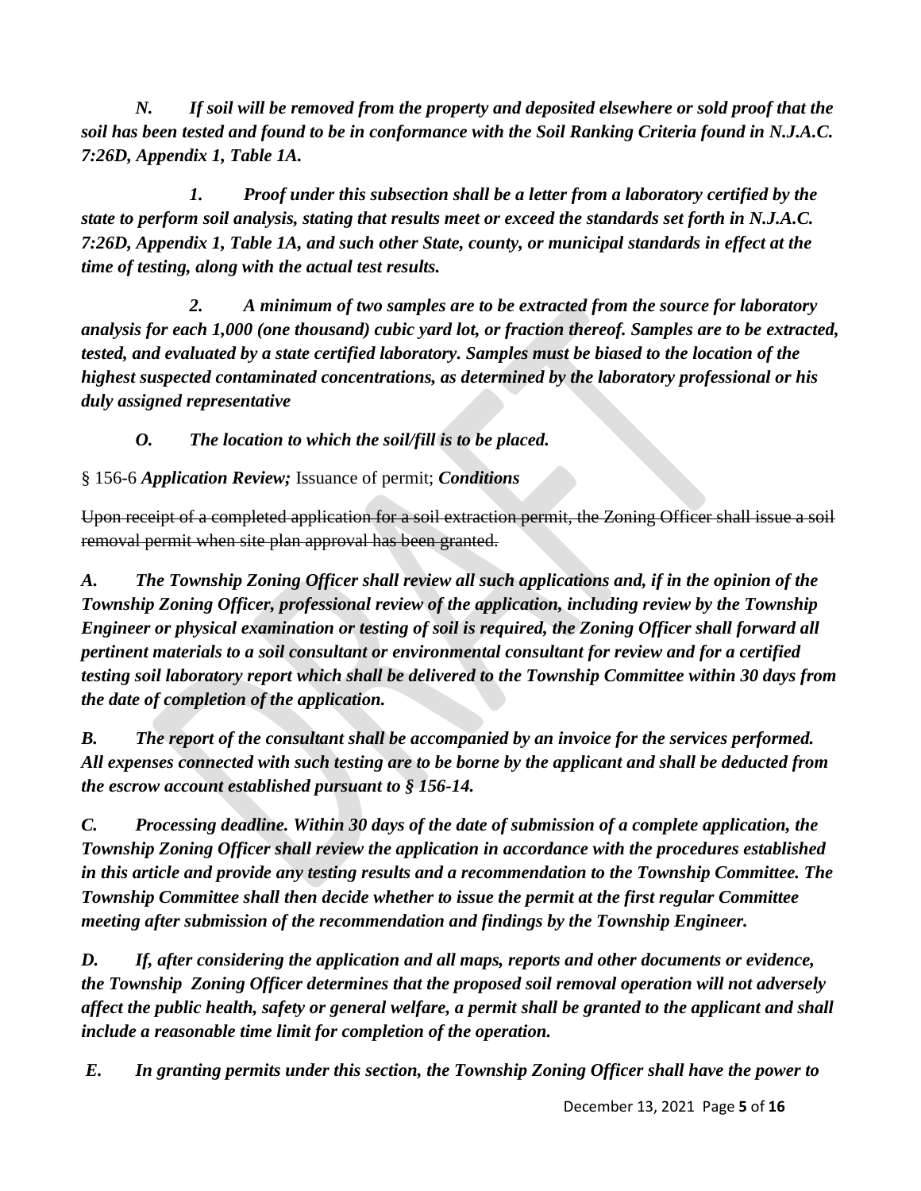*N. If soil will be removed from the property and deposited elsewhere or sold proof that the soil has been tested and found to be in conformance with the Soil Ranking Criteria found in N.J.A.C. 7:26D, Appendix 1, Table 1A.*

*1. Proof under this subsection shall be a letter from a laboratory certified by the state to perform soil analysis, stating that results meet or exceed the standards set forth in N.J.A.C. 7:26D, Appendix 1, Table 1A, and such other State, county, or municipal standards in effect at the time of testing, along with the actual test results.*

*2. A minimum of two samples are to be extracted from the source for laboratory analysis for each 1,000 (one thousand) cubic yard lot, or fraction thereof. Samples are to be extracted, tested, and evaluated by a state certified laboratory. Samples must be biased to the location of the highest suspected contaminated concentrations, as determined by the laboratory professional or his duly assigned representative*

*O. The location to which the soil/fill is to be placed.*

§ 156-6 ***Application Review;*** Issuance of permit; ***Conditions***

~~Upon receipt of a completed application for a soil extraction permit, the Zoning Officer shall issue a soil removal permit when site plan approval has been granted.~~

***A. The Township Zoning Officer shall review all such applications and, if in the opinion of the Township Zoning Officer, professional review of the application, including review by the Township Engineer or physical examination or testing of soil is required, the Zoning Officer shall forward all pertinent materials to a soil consultant or environmental consultant for review and for a certified testing soil laboratory report which shall be delivered to the Township Committee within 30 days from the date of completion of the application.***

***B. The report of the consultant shall be accompanied by an invoice for the services performed. All expenses connected with such testing are to be borne by the applicant and shall be deducted from the escrow account established pursuant to § 156-14.***

***C. Processing deadline. Within 30 days of the date of submission of a complete application, the Township Zoning Officer shall review the application in accordance with the procedures established in this article and provide any testing results and a recommendation to the Township Committee. The Township Committee shall then decide whether to issue the permit at the first regular Committee meeting after submission of the recommendation and findings by the Township Engineer.***

***D. If, after considering the application and all maps, reports and other documents or evidence, the Township Zoning Officer determines that the proposed soil removal operation will not adversely affect the public health, safety or general welfare, a permit shall be granted to the applicant and shall include a reasonable time limit for completion of the operation.***

***E. In granting permits under this section, the Township Zoning Officer shall have the power to***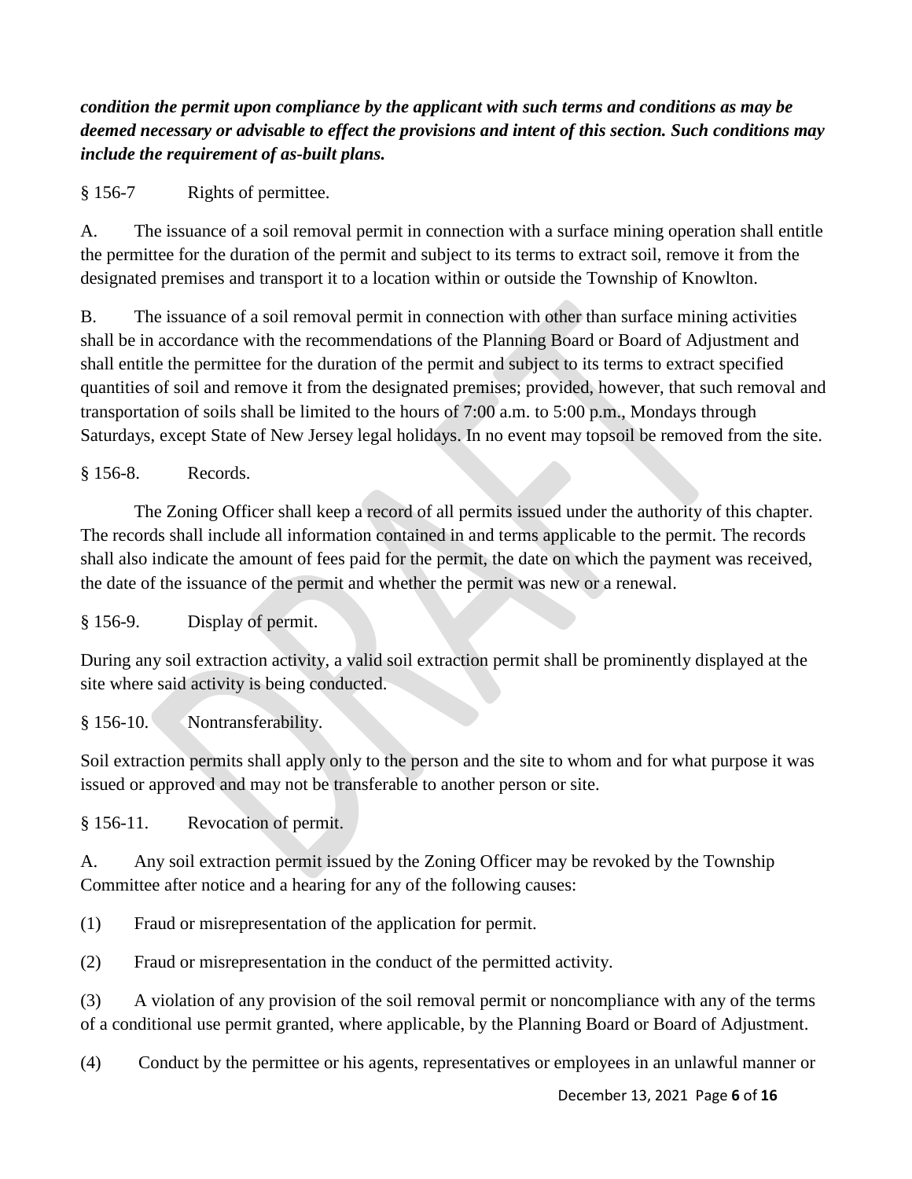***condition the permit upon compliance by the applicant with such terms and conditions as may be deemed necessary or advisable to effect the provisions and intent of this section. Such conditions may include the requirement of as-built plans.***

§ 156-7 Rights of permittee.

A. The issuance of a soil removal permit in connection with a surface mining operation shall entitle the permittee for the duration of the permit and subject to its terms to extract soil, remove it from the designated premises and transport it to a location within or outside the Township of Knowlton.

B. The issuance of a soil removal permit in connection with other than surface mining activities shall be in accordance with the recommendations of the Planning Board or Board of Adjustment and shall entitle the permittee for the duration of the permit and subject to its terms to extract specified quantities of soil and remove it from the designated premises; provided, however, that such removal and transportation of soils shall be limited to the hours of 7:00 a.m. to 5:00 p.m., Mondays through Saturdays, except State of New Jersey legal holidays. In no event may topsoil be removed from the site.

§ 156-8. Records.

The Zoning Officer shall keep a record of all permits issued under the authority of this chapter. The records shall include all information contained in and terms applicable to the permit. The records shall also indicate the amount of fees paid for the permit, the date on which the payment was received, the date of the issuance of the permit and whether the permit was new or a renewal.

§ 156-9. Display of permit.

During any soil extraction activity, a valid soil extraction permit shall be prominently displayed at the site where said activity is being conducted.

§ 156-10. Nontransferability.

Soil extraction permits shall apply only to the person and the site to whom and for what purpose it was issued or approved and may not be transferable to another person or site.

§ 156-11. Revocation of permit.

A. Any soil extraction permit issued by the Zoning Officer may be revoked by the Township Committee after notice and a hearing for any of the following causes:

(1) Fraud or misrepresentation of the application for permit.

(2) Fraud or misrepresentation in the conduct of the permitted activity.

(3) A violation of any provision of the soil removal permit or noncompliance with any of the terms of a conditional use permit granted, where applicable, by the Planning Board or Board of Adjustment.

(4) Conduct by the permittee or his agents, representatives or employees in an unlawful manner or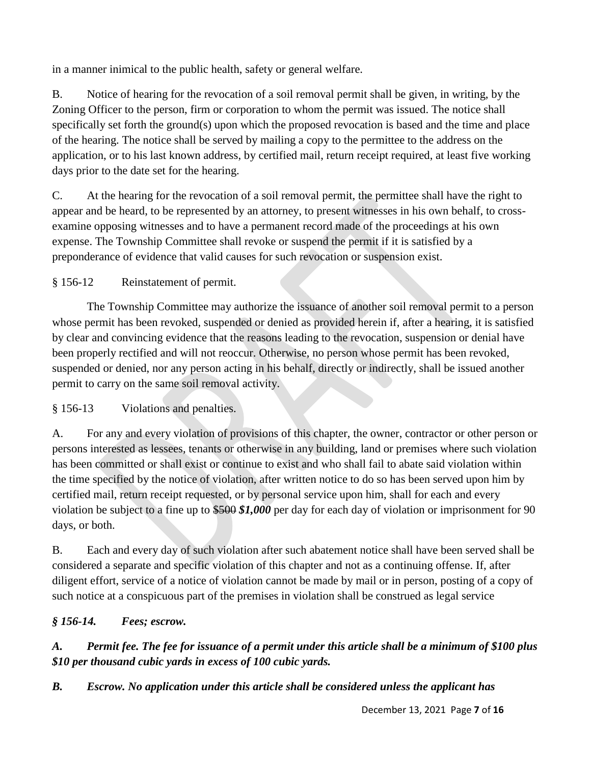in a manner inimical to the public health, safety or general welfare.

B. Notice of hearing for the revocation of a soil removal permit shall be given, in writing, by the Zoning Officer to the person, firm or corporation to whom the permit was issued. The notice shall specifically set forth the ground(s) upon which the proposed revocation is based and the time and place of the hearing. The notice shall be served by mailing a copy to the permittee to the address on the application, or to his last known address, by certified mail, return receipt required, at least five working days prior to the date set for the hearing.

C. At the hearing for the revocation of a soil removal permit, the permittee shall have the right to appear and be heard, to be represented by an attorney, to present witnesses in his own behalf, to cross-examine opposing witnesses and to have a permanent record made of the proceedings at his own expense. The Township Committee shall revoke or suspend the permit if it is satisfied by a preponderance of evidence that valid causes for such revocation or suspension exist.

§ 156-12 Reinstatement of permit.

The Township Committee may authorize the issuance of another soil removal permit to a person whose permit has been revoked, suspended or denied as provided herein if, after a hearing, it is satisfied by clear and convincing evidence that the reasons leading to the revocation, suspension or denial have been properly rectified and will not reoccur. Otherwise, no person whose permit has been revoked, suspended or denied, nor any person acting in his behalf, directly or indirectly, shall be issued another permit to carry on the same soil removal activity.

§ 156-13 Violations and penalties.

A. For any and every violation of provisions of this chapter, the owner, contractor or other person or persons interested as lessees, tenants or otherwise in any building, land or premises where such violation has been committed or shall exist or continue to exist and who shall fail to abate said violation within the time specified by the notice of violation, after written notice to do so has been served upon him by certified mail, return receipt requested, or by personal service upon him, shall for each and every violation be subject to a fine up to ~~$500~~ ***$1,000*** per day for each day of violation or imprisonment for 90 days, or both.

B. Each and every day of such violation after such abatement notice shall have been served shall be considered a separate and specific violation of this chapter and not as a continuing offense. If, after diligent effort, service of a notice of violation cannot be made by mail or in person, posting of a copy of such notice at a conspicuous part of the premises in violation shall be construed as legal service

***§ 156-14. Fees; escrow.***

***A. Permit fee. The fee for issuance of a permit under this article shall be a minimum of $100 plus $10 per thousand cubic yards in excess of 100 cubic yards.***

***B. Escrow. No application under this article shall be considered unless the applicant has***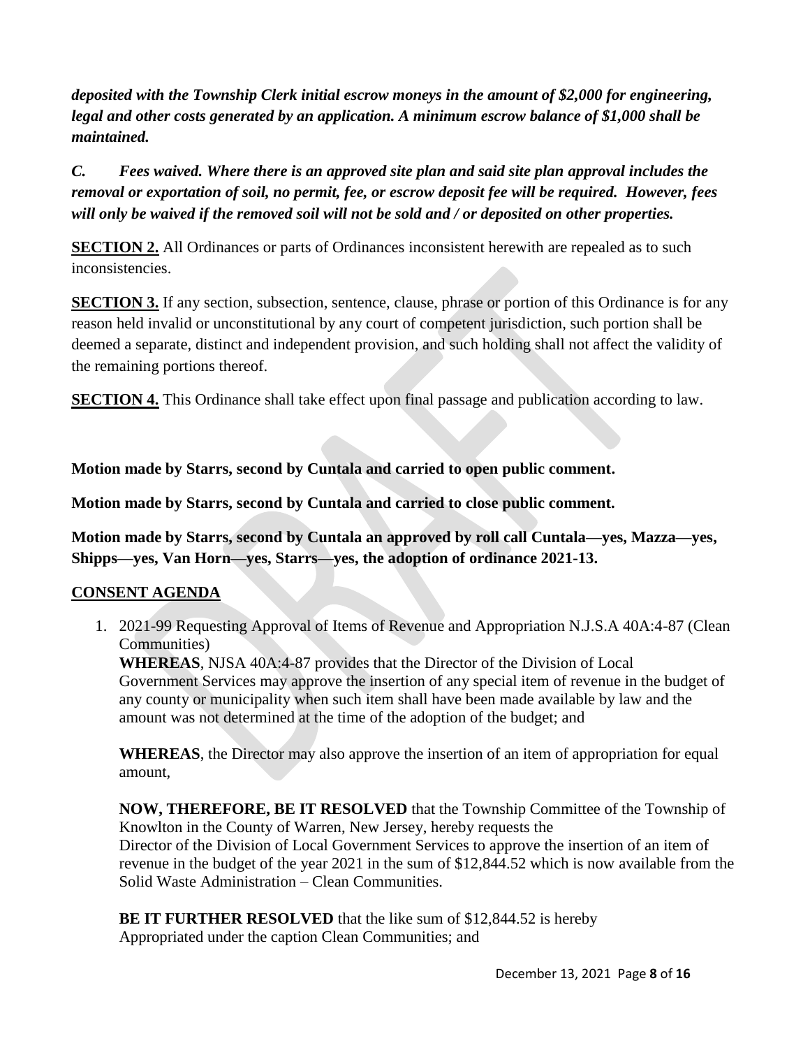***deposited with the Township Clerk initial escrow moneys in the amount of $2,000 for engineering, legal and other costs generated by an application. A minimum escrow balance of $1,000 shall be maintained.***

***C. Fees waived. Where there is an approved site plan and said site plan approval includes the removal or exportation of soil, no permit, fee, or escrow deposit fee will be required. However, fees will only be waived if the removed soil will not be sold and / or deposited on other properties.***

**SECTION 2.** All Ordinances or parts of Ordinances inconsistent herewith are repealed as to such inconsistencies.

**SECTION 3.** If any section, subsection, sentence, clause, phrase or portion of this Ordinance is for any reason held invalid or unconstitutional by any court of competent jurisdiction, such portion shall be deemed a separate, distinct and independent provision, and such holding shall not affect the validity of the remaining portions thereof.

**SECTION 4.** This Ordinance shall take effect upon final passage and publication according to law.

**Motion made by Starrs, second by Cuntala and carried to open public comment.**

**Motion made by Starrs, second by Cuntala and carried to close public comment.**

**Motion made by Starrs, second by Cuntala an approved by roll call Cuntala—yes, Mazza—yes, Shipps—yes, Van Horn—yes, Starrs—yes, the adoption of ordinance 2021-13.**

## CONSENT AGENDA

1. 2021-99 Requesting Approval of Items of Revenue and Appropriation N.J.S.A 40A:4-87 (Clean Communities)

   **WHEREAS**, NJSA 40A:4-87 provides that the Director of the Division of Local Government Services may approve the insertion of any special item of revenue in the budget of any county or municipality when such item shall have been made available by law and the amount was not determined at the time of the adoption of the budget; and

   **WHEREAS**, the Director may also approve the insertion of an item of appropriation for equal amount,

   **NOW, THEREFORE, BE IT RESOLVED** that the Township Committee of the Township of Knowlton in the County of Warren, New Jersey, hereby requests the Director of the Division of Local Government Services to approve the insertion of an item of revenue in the budget of the year 2021 in the sum of $12,844.52 which is now available from the Solid Waste Administration – Clean Communities.

   **BE IT FURTHER RESOLVED** that the like sum of $12,844.52 is hereby Appropriated under the caption Clean Communities; and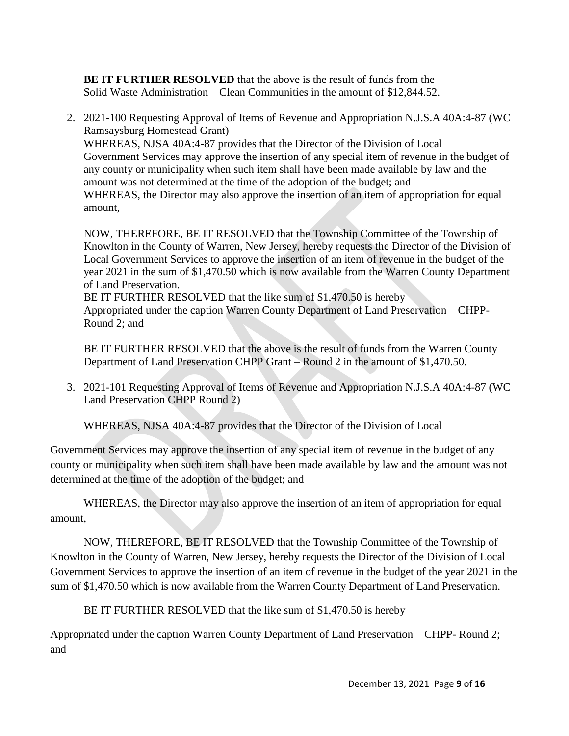**BE IT FURTHER RESOLVED** that the above is the result of funds from the Solid Waste Administration – Clean Communities in the amount of $12,844.52.

2. 2021-100 Requesting Approval of Items of Revenue and Appropriation N.J.S.A 40A:4-87 (WC Ramsaysburg Homestead Grant)

   WHEREAS, NJSA 40A:4-87 provides that the Director of the Division of Local Government Services may approve the insertion of any special item of revenue in the budget of any county or municipality when such item shall have been made available by law and the amount was not determined at the time of the adoption of the budget; and

   WHEREAS, the Director may also approve the insertion of an item of appropriation for equal amount,

   NOW, THEREFORE, BE IT RESOLVED that the Township Committee of the Township of Knowlton in the County of Warren, New Jersey, hereby requests the Director of the Division of Local Government Services to approve the insertion of an item of revenue in the budget of the year 2021 in the sum of $1,470.50 which is now available from the Warren County Department of Land Preservation.

   BE IT FURTHER RESOLVED that the like sum of $1,470.50 is hereby Appropriated under the caption Warren County Department of Land Preservation – CHPP- Round 2; and

   BE IT FURTHER RESOLVED that the above is the result of funds from the Warren County Department of Land Preservation CHPP Grant – Round 2 in the amount of $1,470.50.

3. 2021-101 Requesting Approval of Items of Revenue and Appropriation N.J.S.A 40A:4-87 (WC Land Preservation CHPP Round 2)

   WHEREAS, NJSA 40A:4-87 provides that the Director of the Division of Local

Government Services may approve the insertion of any special item of revenue in the budget of any county or municipality when such item shall have been made available by law and the amount was not determined at the time of the adoption of the budget; and

WHEREAS, the Director may also approve the insertion of an item of appropriation for equal amount,

NOW, THEREFORE, BE IT RESOLVED that the Township Committee of the Township of Knowlton in the County of Warren, New Jersey, hereby requests the Director of the Division of Local Government Services to approve the insertion of an item of revenue in the budget of the year 2021 in the sum of $1,470.50 which is now available from the Warren County Department of Land Preservation.

BE IT FURTHER RESOLVED that the like sum of $1,470.50 is hereby

Appropriated under the caption Warren County Department of Land Preservation – CHPP- Round 2; and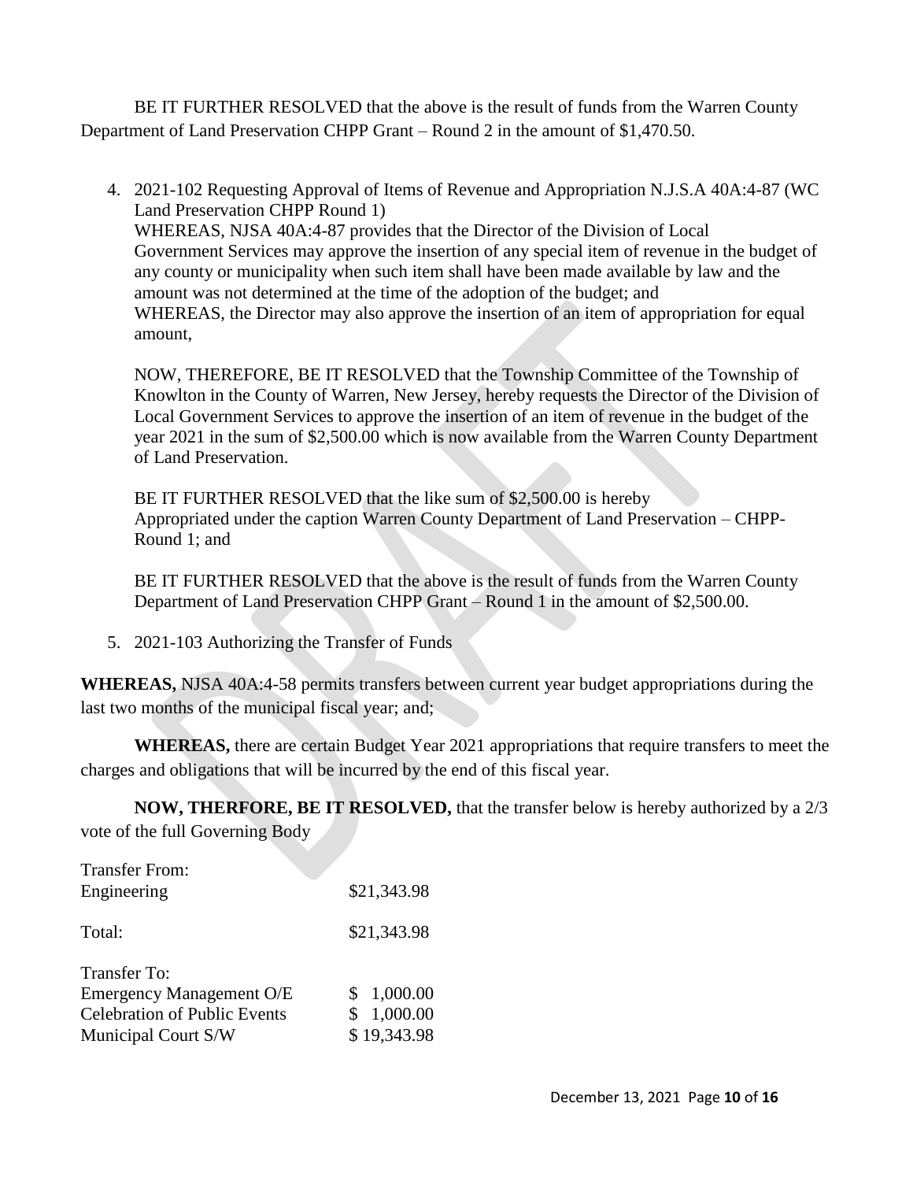BE IT FURTHER RESOLVED that the above is the result of funds from the Warren County Department of Land Preservation CHPP Grant – Round 2 in the amount of $1,470.50.

4. 2021-102 Requesting Approval of Items of Revenue and Appropriation N.J.S.A 40A:4-87 (WC Land Preservation CHPP Round 1)
   WHEREAS, NJSA 40A:4-87 provides that the Director of the Division of Local Government Services may approve the insertion of any special item of revenue in the budget of any county or municipality when such item shall have been made available by law and the amount was not determined at the time of the adoption of the budget; and
   WHEREAS, the Director may also approve the insertion of an item of appropriation for equal amount,

   NOW, THEREFORE, BE IT RESOLVED that the Township Committee of the Township of Knowlton in the County of Warren, New Jersey, hereby requests the Director of the Division of Local Government Services to approve the insertion of an item of revenue in the budget of the year 2021 in the sum of $2,500.00 which is now available from the Warren County Department of Land Preservation.

   BE IT FURTHER RESOLVED that the like sum of $2,500.00 is hereby Appropriated under the caption Warren County Department of Land Preservation – CHPP-Round 1; and

   BE IT FURTHER RESOLVED that the above is the result of funds from the Warren County Department of Land Preservation CHPP Grant – Round 1 in the amount of $2,500.00.

5. 2021-103 Authorizing the Transfer of Funds

**WHEREAS,** NJSA 40A:4-58 permits transfers between current year budget appropriations during the last two months of the municipal fiscal year; and;

**WHEREAS,** there are certain Budget Year 2021 appropriations that require transfers to meet the charges and obligations that will be incurred by the end of this fiscal year.

**NOW, THERFORE, BE IT RESOLVED,** that the transfer below is hereby authorized by a 2/3 vote of the full Governing Body

| | |
|---|---|
| Transfer From: | |
| Engineering | $21,343.98 |
| Total: | $21,343.98 |
| Transfer To: | |
| Emergency Management O/E | $ 1,000.00 |
| Celebration of Public Events | $ 1,000.00 |
| Municipal Court S/W | $ 19,343.98 |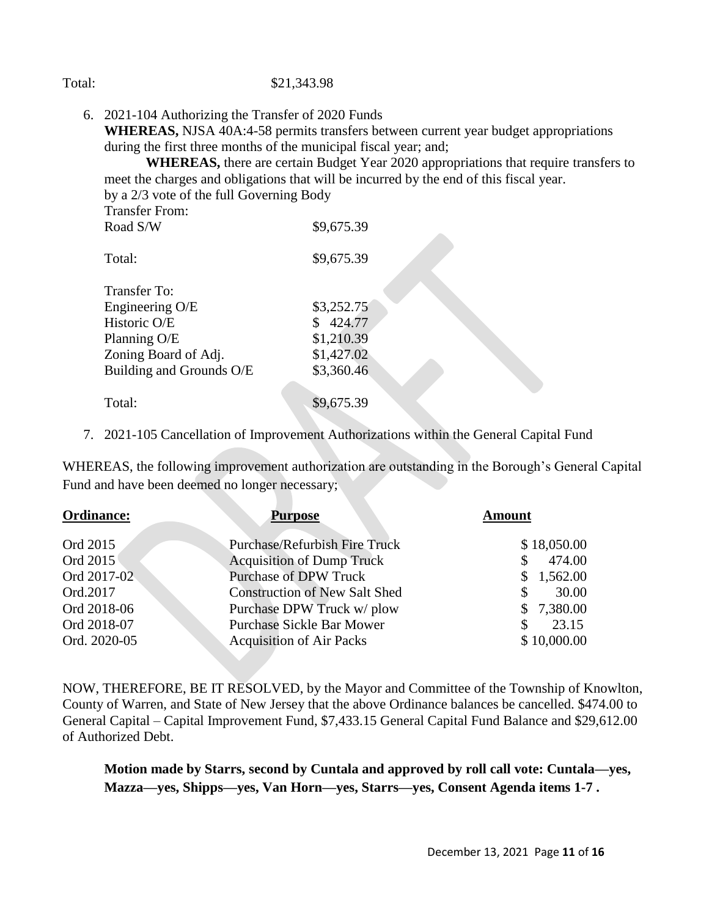Total: $21,343.98

6. 2021-104 Authorizing the Transfer of 2020 Funds
   **WHEREAS,** NJSA 40A:4-58 permits transfers between current year budget appropriations during the first three months of the municipal fiscal year; and;
   **WHEREAS,** there are certain Budget Year 2020 appropriations that require transfers to meet the charges and obligations that will be incurred by the end of this fiscal year.
   by a 2/3 vote of the full Governing Body

| Transfer From: | |
|---|---|
| Road S/W | $9,675.39 |
| Total: | $9,675.39 |

| Transfer To: | |
|---|---|
| Engineering O/E | $3,252.75 |
| Historic O/E | $ 424.77 |
| Planning O/E | $1,210.39 |
| Zoning Board of Adj. | $1,427.02 |
| Building and Grounds O/E | $3,360.46 |
| Total: | $9,675.39 |

7. 2021-105 Cancellation of Improvement Authorizations within the General Capital Fund

WHEREAS, the following improvement authorization are outstanding in the Borough's General Capital Fund and have been deemed no longer necessary;

| Ordinance: | Purpose | Amount |
|---|---|---|
| Ord 2015 | Purchase/Refurbish Fire Truck | $ 18,050.00 |
| Ord 2015 | Acquisition of Dump Truck | $ 474.00 |
| Ord 2017-02 | Purchase of DPW Truck | $ 1,562.00 |
| Ord.2017 | Construction of New Salt Shed | $ 30.00 |
| Ord 2018-06 | Purchase DPW Truck w/ plow | $ 7,380.00 |
| Ord 2018-07 | Purchase Sickle Bar Mower | $ 23.15 |
| Ord. 2020-05 | Acquisition of Air Packs | $ 10,000.00 |

NOW, THEREFORE, BE IT RESOLVED, by the Mayor and Committee of the Township of Knowlton, County of Warren, and State of New Jersey that the above Ordinance balances be cancelled. $474.00 to General Capital – Capital Improvement Fund, $7,433.15 General Capital Fund Balance and $29,612.00 of Authorized Debt.

**Motion made by Starrs, second by Cuntala and approved by roll call vote: Cuntala—yes, Mazza—yes, Shipps—yes, Van Horn—yes, Starrs—yes, Consent Agenda items 1-7 .**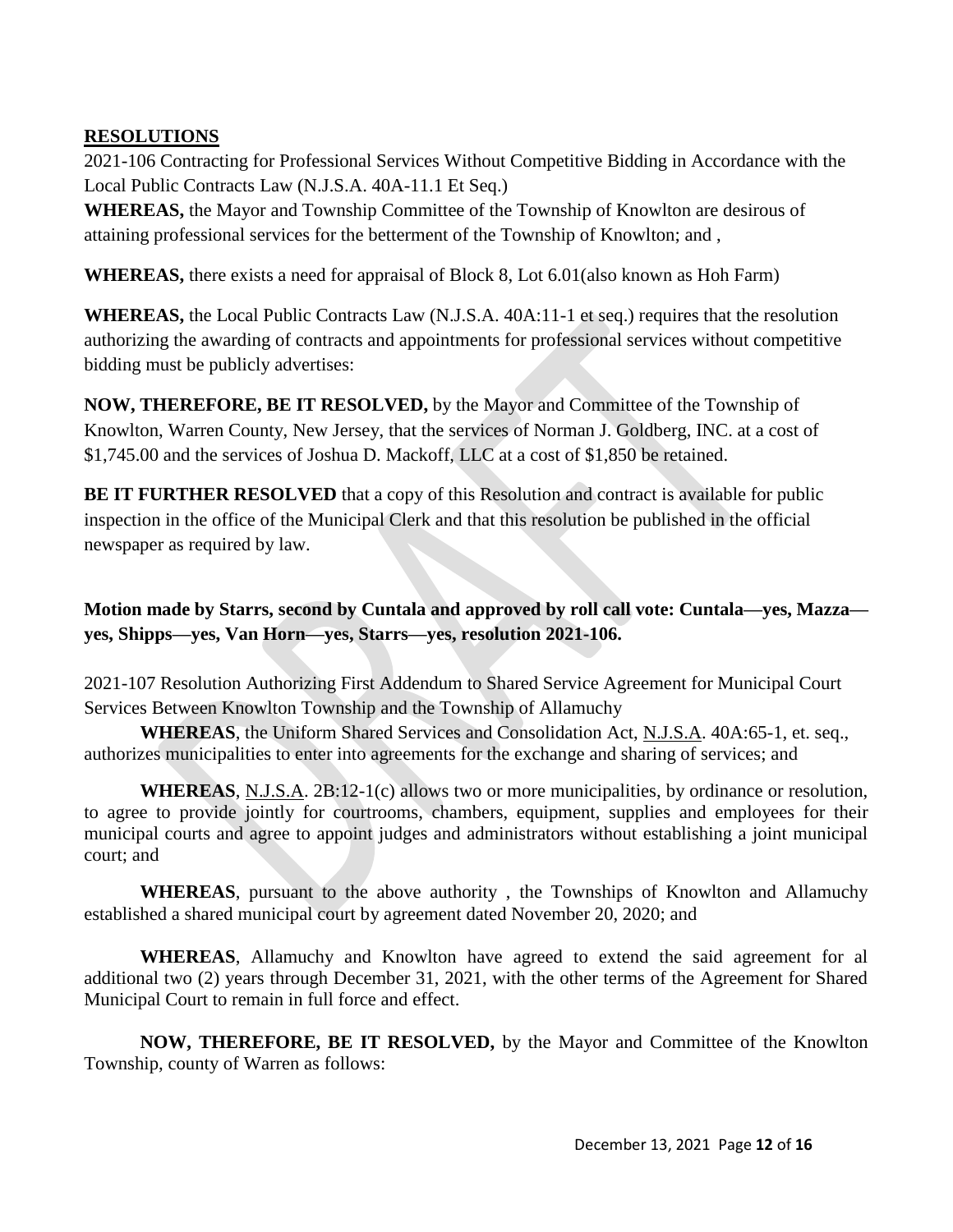## RESOLUTIONS

2021-106 Contracting for Professional Services Without Competitive Bidding in Accordance with the Local Public Contracts Law (N.J.S.A. 40A-11.1 Et Seq.)

**WHEREAS,** the Mayor and Township Committee of the Township of Knowlton are desirous of attaining professional services for the betterment of the Township of Knowlton; and ,

**WHEREAS,** there exists a need for appraisal of Block 8, Lot 6.01(also known as Hoh Farm)

**WHEREAS,** the Local Public Contracts Law (N.J.S.A. 40A:11-1 et seq.) requires that the resolution authorizing the awarding of contracts and appointments for professional services without competitive bidding must be publicly advertises:

**NOW, THEREFORE, BE IT RESOLVED,** by the Mayor and Committee of the Township of Knowlton, Warren County, New Jersey, that the services of Norman J. Goldberg, INC. at a cost of $1,745.00 and the services of Joshua D. Mackoff, LLC at a cost of $1,850 be retained.

**BE IT FURTHER RESOLVED** that a copy of this Resolution and contract is available for public inspection in the office of the Municipal Clerk and that this resolution be published in the official newspaper as required by law.

**Motion made by Starrs, second by Cuntala and approved by roll call vote: Cuntala—yes, Mazza—yes, Shipps—yes, Van Horn—yes, Starrs—yes, resolution 2021-106.**

2021-107 Resolution Authorizing First Addendum to Shared Service Agreement for Municipal Court Services Between Knowlton Township and the Township of Allamuchy

**WHEREAS**, the Uniform Shared Services and Consolidation Act, N.J.S.A. 40A:65-1, et. seq., authorizes municipalities to enter into agreements for the exchange and sharing of services; and

**WHEREAS**, N.J.S.A. 2B:12-1(c) allows two or more municipalities, by ordinance or resolution, to agree to provide jointly for courtrooms, chambers, equipment, supplies and employees for their municipal courts and agree to appoint judges and administrators without establishing a joint municipal court; and

**WHEREAS**, pursuant to the above authority , the Townships of Knowlton and Allamuchy established a shared municipal court by agreement dated November 20, 2020; and

**WHEREAS**, Allamuchy and Knowlton have agreed to extend the said agreement for al additional two (2) years through December 31, 2021, with the other terms of the Agreement for Shared Municipal Court to remain in full force and effect.

**NOW, THEREFORE, BE IT RESOLVED,** by the Mayor and Committee of the Knowlton Township, county of Warren as follows: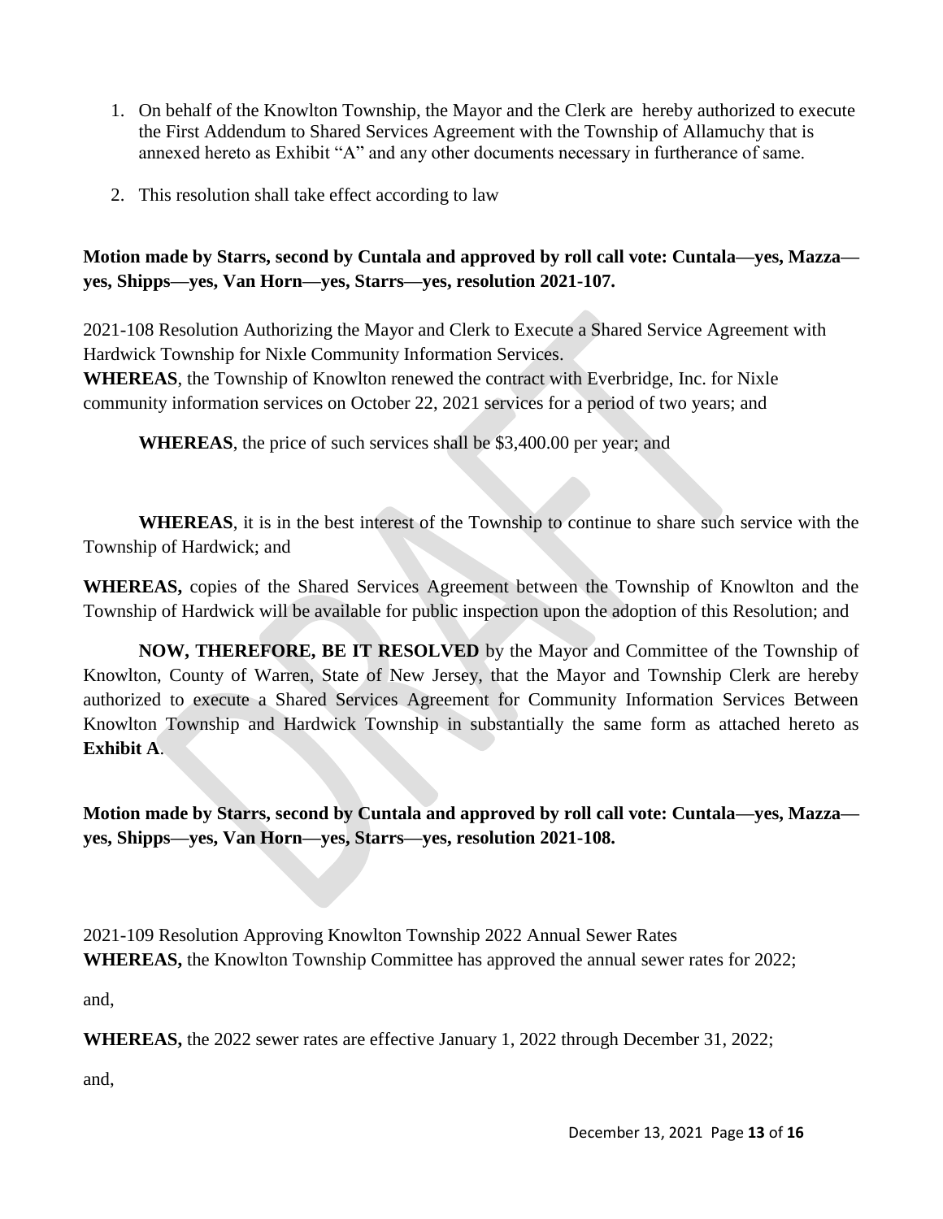1. On behalf of the Knowlton Township, the Mayor and the Clerk are hereby authorized to execute the First Addendum to Shared Services Agreement with the Township of Allamuchy that is annexed hereto as Exhibit "A" and any other documents necessary in furtherance of same.
2. This resolution shall take effect according to law

**Motion made by Starrs, second by Cuntala and approved by roll call vote: Cuntala—yes, Mazza—yes, Shipps—yes, Van Horn—yes, Starrs—yes, resolution 2021-107.**

2021-108 Resolution Authorizing the Mayor and Clerk to Execute a Shared Service Agreement with Hardwick Township for Nixle Community Information Services.

**WHEREAS**, the Township of Knowlton renewed the contract with Everbridge, Inc. for Nixle community information services on October 22, 2021 services for a period of two years; and

**WHEREAS**, the price of such services shall be $3,400.00 per year; and

**WHEREAS**, it is in the best interest of the Township to continue to share such service with the Township of Hardwick; and

**WHEREAS,** copies of the Shared Services Agreement between the Township of Knowlton and the Township of Hardwick will be available for public inspection upon the adoption of this Resolution; and

**NOW, THEREFORE, BE IT RESOLVED** by the Mayor and Committee of the Township of Knowlton, County of Warren, State of New Jersey, that the Mayor and Township Clerk are hereby authorized to execute a Shared Services Agreement for Community Information Services Between Knowlton Township and Hardwick Township in substantially the same form as attached hereto as **Exhibit A**.

**Motion made by Starrs, second by Cuntala and approved by roll call vote: Cuntala—yes, Mazza—yes, Shipps—yes, Van Horn—yes, Starrs—yes, resolution 2021-108.**

2021-109 Resolution Approving Knowlton Township 2022 Annual Sewer Rates

**WHEREAS,** the Knowlton Township Committee has approved the annual sewer rates for 2022;

and,

**WHEREAS,** the 2022 sewer rates are effective January 1, 2022 through December 31, 2022;

and,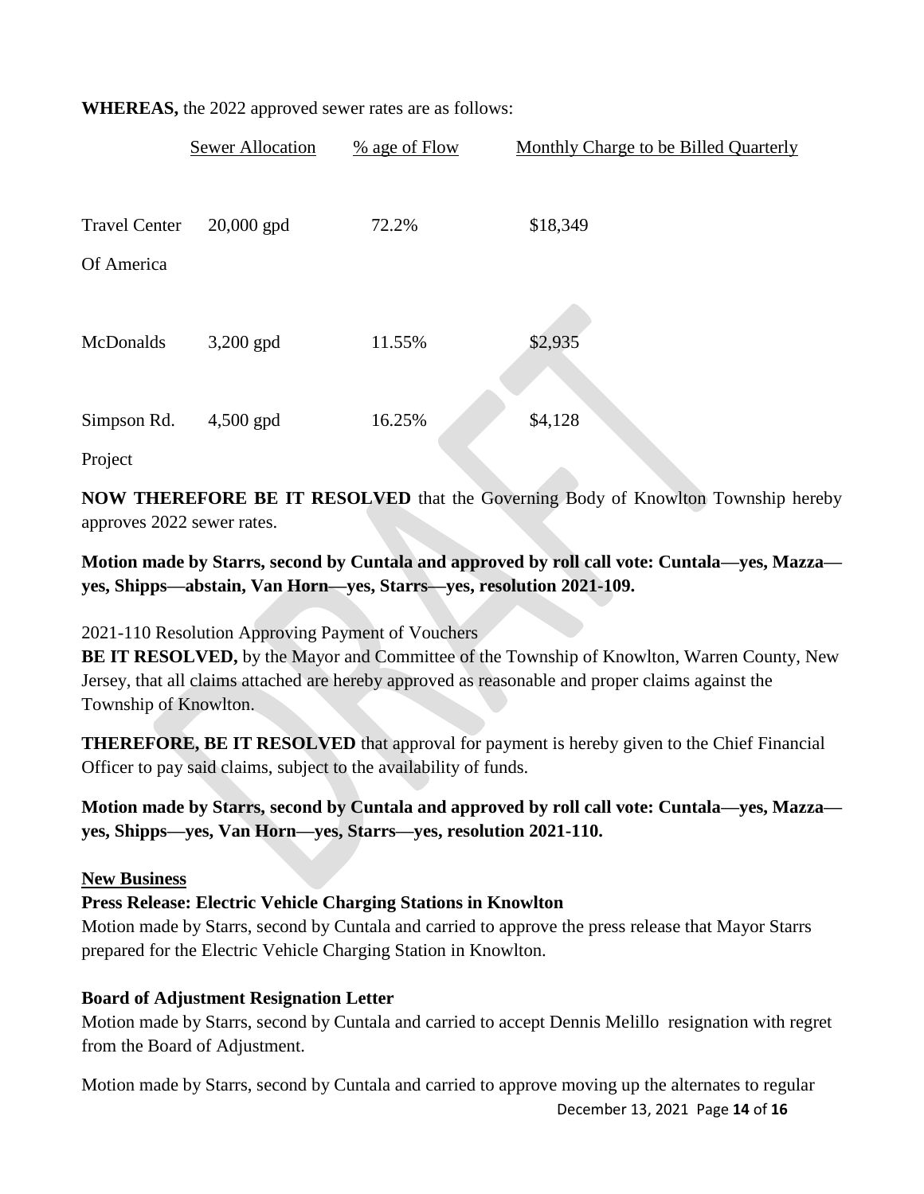**WHEREAS,** the 2022 approved sewer rates are as follows:

| | Sewer Allocation | % age of Flow | Monthly Charge to be Billed Quarterly |
|---|---|---|---|
| Travel Center Of America | 20,000 gpd | 72.2% | $18,349 |
| McDonalds | 3,200 gpd | 11.55% | $2,935 |
| Simpson Rd. Project | 4,500 gpd | 16.25% | $4,128 |

**NOW THEREFORE BE IT RESOLVED** that the Governing Body of Knowlton Township hereby approves 2022 sewer rates.

**Motion made by Starrs, second by Cuntala and approved by roll call vote: Cuntala—yes, Mazza—yes, Shipps—abstain, Van Horn—yes, Starrs—yes, resolution 2021-109.**

2021-110 Resolution Approving Payment of Vouchers

**BE IT RESOLVED,** by the Mayor and Committee of the Township of Knowlton, Warren County, New Jersey, that all claims attached are hereby approved as reasonable and proper claims against the Township of Knowlton.

**THEREFORE, BE IT RESOLVED** that approval for payment is hereby given to the Chief Financial Officer to pay said claims, subject to the availability of funds.

**Motion made by Starrs, second by Cuntala and approved by roll call vote: Cuntala—yes, Mazza—yes, Shipps—yes, Van Horn—yes, Starrs—yes, resolution 2021-110.**

**New Business**

**Press Release: Electric Vehicle Charging Stations in Knowlton**

Motion made by Starrs, second by Cuntala and carried to approve the press release that Mayor Starrs prepared for the Electric Vehicle Charging Station in Knowlton.

**Board of Adjustment Resignation Letter**

Motion made by Starrs, second by Cuntala and carried to accept Dennis Melillo resignation with regret from the Board of Adjustment.

Motion made by Starrs, second by Cuntala and carried to approve moving up the alternates to regular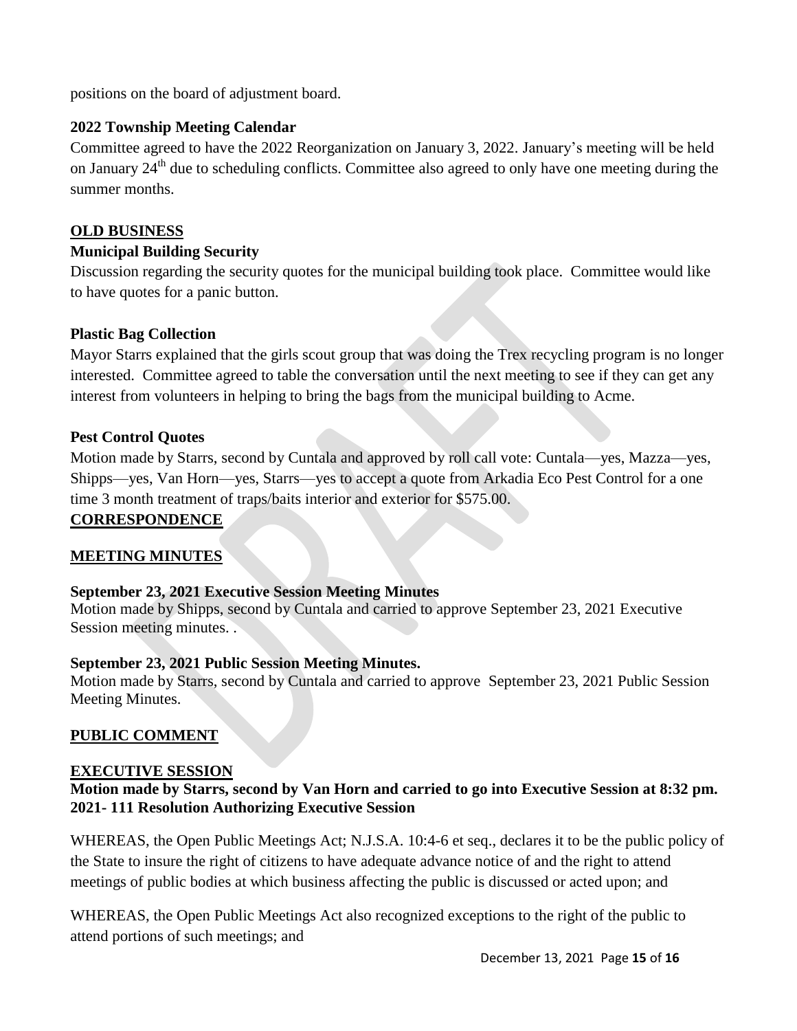positions on the board of adjustment board.

**2022 Township Meeting Calendar**

Committee agreed to have the 2022 Reorganization on January 3, 2022. January's meeting will be held on January 24th due to scheduling conflicts. Committee also agreed to only have one meeting during the summer months.

## OLD BUSINESS

**Municipal Building Security**

Discussion regarding the security quotes for the municipal building took place. Committee would like to have quotes for a panic button.

**Plastic Bag Collection**

Mayor Starrs explained that the girls scout group that was doing the Trex recycling program is no longer interested. Committee agreed to table the conversation until the next meeting to see if they can get any interest from volunteers in helping to bring the bags from the municipal building to Acme.

**Pest Control Quotes**

Motion made by Starrs, second by Cuntala and approved by roll call vote: Cuntala—yes, Mazza—yes, Shipps—yes, Van Horn—yes, Starrs—yes to accept a quote from Arkadia Eco Pest Control for a one time 3 month treatment of traps/baits interior and exterior for $575.00.

## CORRESPONDENCE

## MEETING MINUTES

**September 23, 2021 Executive Session Meeting Minutes**

Motion made by Shipps, second by Cuntala and carried to approve September 23, 2021 Executive Session meeting minutes. .

**September 23, 2021 Public Session Meeting Minutes.**

Motion made by Starrs, second by Cuntala and carried to approve September 23, 2021 Public Session Meeting Minutes.

## PUBLIC COMMENT

## EXECUTIVE SESSION

**Motion made by Starrs, second by Van Horn and carried to go into Executive Session at 8:32 pm.**
**2021- 111 Resolution Authorizing Executive Session**

WHEREAS, the Open Public Meetings Act; N.J.S.A. 10:4-6 et seq., declares it to be the public policy of the State to insure the right of citizens to have adequate advance notice of and the right to attend meetings of public bodies at which business affecting the public is discussed or acted upon; and

WHEREAS, the Open Public Meetings Act also recognized exceptions to the right of the public to attend portions of such meetings; and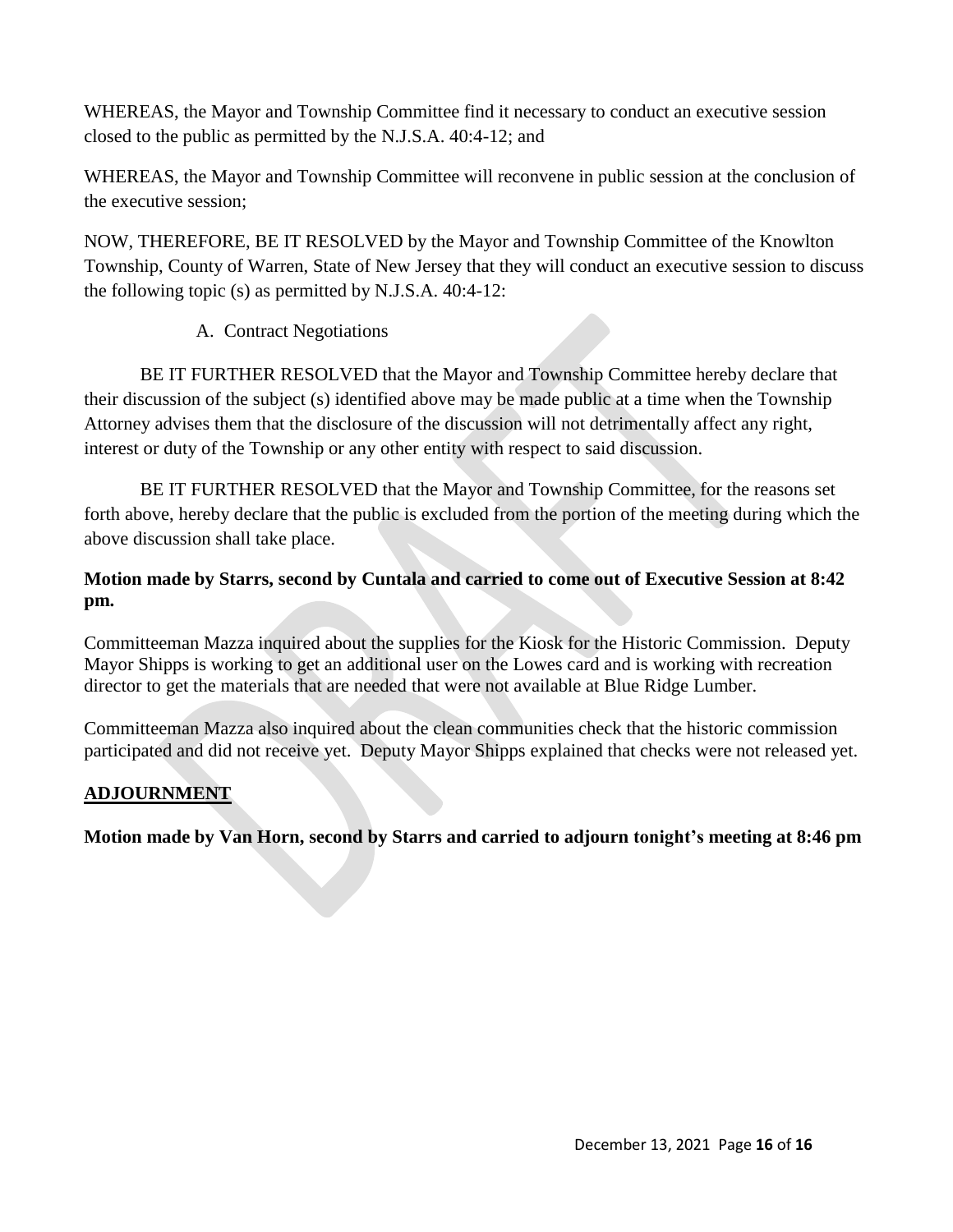WHEREAS, the Mayor and Township Committee find it necessary to conduct an executive session closed to the public as permitted by the N.J.S.A. 40:4-12; and

WHEREAS, the Mayor and Township Committee will reconvene in public session at the conclusion of the executive session;

NOW, THEREFORE, BE IT RESOLVED by the Mayor and Township Committee of the Knowlton Township, County of Warren, State of New Jersey that they will conduct an executive session to discuss the following topic (s) as permitted by N.J.S.A. 40:4-12:

A. Contract Negotiations

BE IT FURTHER RESOLVED that the Mayor and Township Committee hereby declare that their discussion of the subject (s) identified above may be made public at a time when the Township Attorney advises them that the disclosure of the discussion will not detrimentally affect any right, interest or duty of the Township or any other entity with respect to said discussion.

BE IT FURTHER RESOLVED that the Mayor and Township Committee, for the reasons set forth above, hereby declare that the public is excluded from the portion of the meeting during which the above discussion shall take place.

**Motion made by Starrs, second by Cuntala and carried to come out of Executive Session at 8:42 pm.**

Committeeman Mazza inquired about the supplies for the Kiosk for the Historic Commission. Deputy Mayor Shipps is working to get an additional user on the Lowes card and is working with recreation director to get the materials that are needed that were not available at Blue Ridge Lumber.

Committeeman Mazza also inquired about the clean communities check that the historic commission participated and did not receive yet. Deputy Mayor Shipps explained that checks were not released yet.

## ADJOURNMENT

**Motion made by Van Horn, second by Starrs and carried to adjourn tonight's meeting at 8:46 pm**